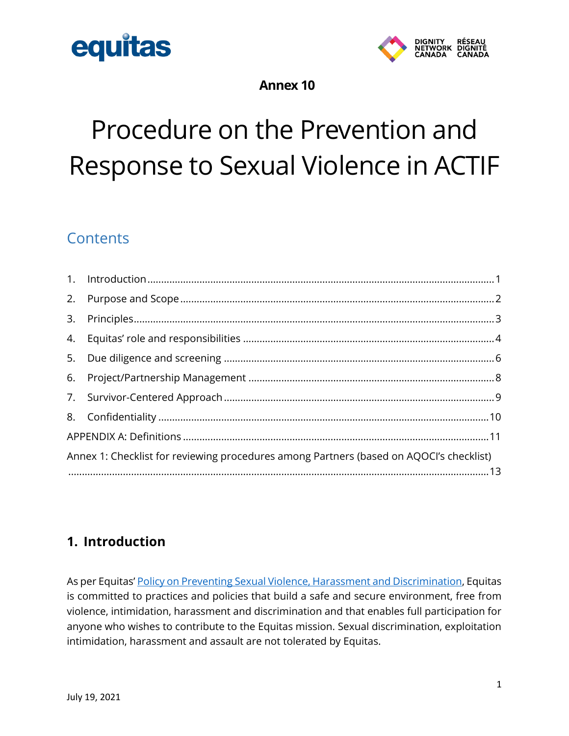**Annex 10**

# Procedure on the Prevention and Response to Sexual Violence in ACTIF

## Contents

1. Introduction ..... 1
2. Purpose and Scope ..... 2
3. Principles ..... 3
4. Equitas' role and responsibilities ..... 4
5. Due diligence and screening ..... 6
6. Project/Partnership Management ..... 8
7. Survivor-Centered Approach ..... 9
8. Confidentiality ..... 10

APPENDIX A: Definitions ..... 11

Annex 1: Checklist for reviewing procedures among Partners (based on AQOCI's checklist) ..... 13

## 1. Introduction

As per Equitas' Policy on Preventing Sexual Violence, Harassment and Discrimination, Equitas is committed to practices and policies that build a safe and secure environment, free from violence, intimidation, harassment and discrimination and that enables full participation for anyone who wishes to contribute to the Equitas mission. Sexual discrimination, exploitation intimidation, harassment and assault are not tolerated by Equitas.

July 19, 2021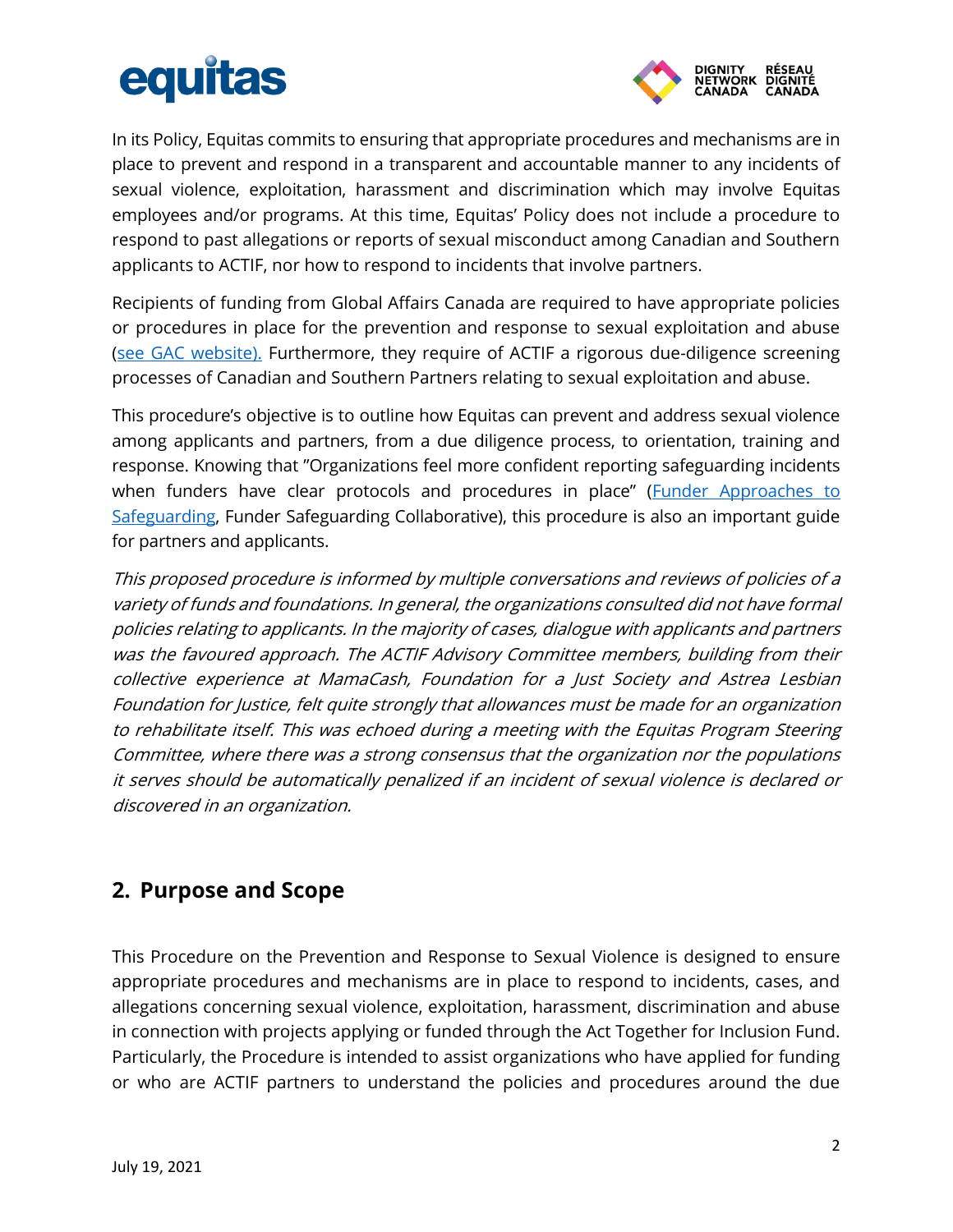In its Policy, Equitas commits to ensuring that appropriate procedures and mechanisms are in place to prevent and respond in a transparent and accountable manner to any incidents of sexual violence, exploitation, harassment and discrimination which may involve Equitas employees and/or programs. At this time, Equitas' Policy does not include a procedure to respond to past allegations or reports of sexual misconduct among Canadian and Southern applicants to ACTIF, nor how to respond to incidents that involve partners.

Recipients of funding from Global Affairs Canada are required to have appropriate policies or procedures in place for the prevention and response to sexual exploitation and abuse (see GAC website). Furthermore, they require of ACTIF a rigorous due-diligence screening processes of Canadian and Southern Partners relating to sexual exploitation and abuse.

This procedure's objective is to outline how Equitas can prevent and address sexual violence among applicants and partners, from a due diligence process, to orientation, training and response. Knowing that "Organizations feel more confident reporting safeguarding incidents when funders have clear protocols and procedures in place" (Funder Approaches to Safeguarding, Funder Safeguarding Collaborative), this procedure is also an important guide for partners and applicants.

*This proposed procedure is informed by multiple conversations and reviews of policies of a variety of funds and foundations. In general, the organizations consulted did not have formal policies relating to applicants. In the majority of cases, dialogue with applicants and partners was the favoured approach. The ACTIF Advisory Committee members, building from their collective experience at MamaCash, Foundation for a Just Society and Astrea Lesbian Foundation for Justice, felt quite strongly that allowances must be made for an organization to rehabilitate itself. This was echoed during a meeting with the Equitas Program Steering Committee, where there was a strong consensus that the organization nor the populations it serves should be automatically penalized if an incident of sexual violence is declared or discovered in an organization.*

## 2. Purpose and Scope

This Procedure on the Prevention and Response to Sexual Violence is designed to ensure appropriate procedures and mechanisms are in place to respond to incidents, cases, and allegations concerning sexual violence, exploitation, harassment, discrimination and abuse in connection with projects applying or funded through the Act Together for Inclusion Fund. Particularly, the Procedure is intended to assist organizations who have applied for funding or who are ACTIF partners to understand the policies and procedures around the due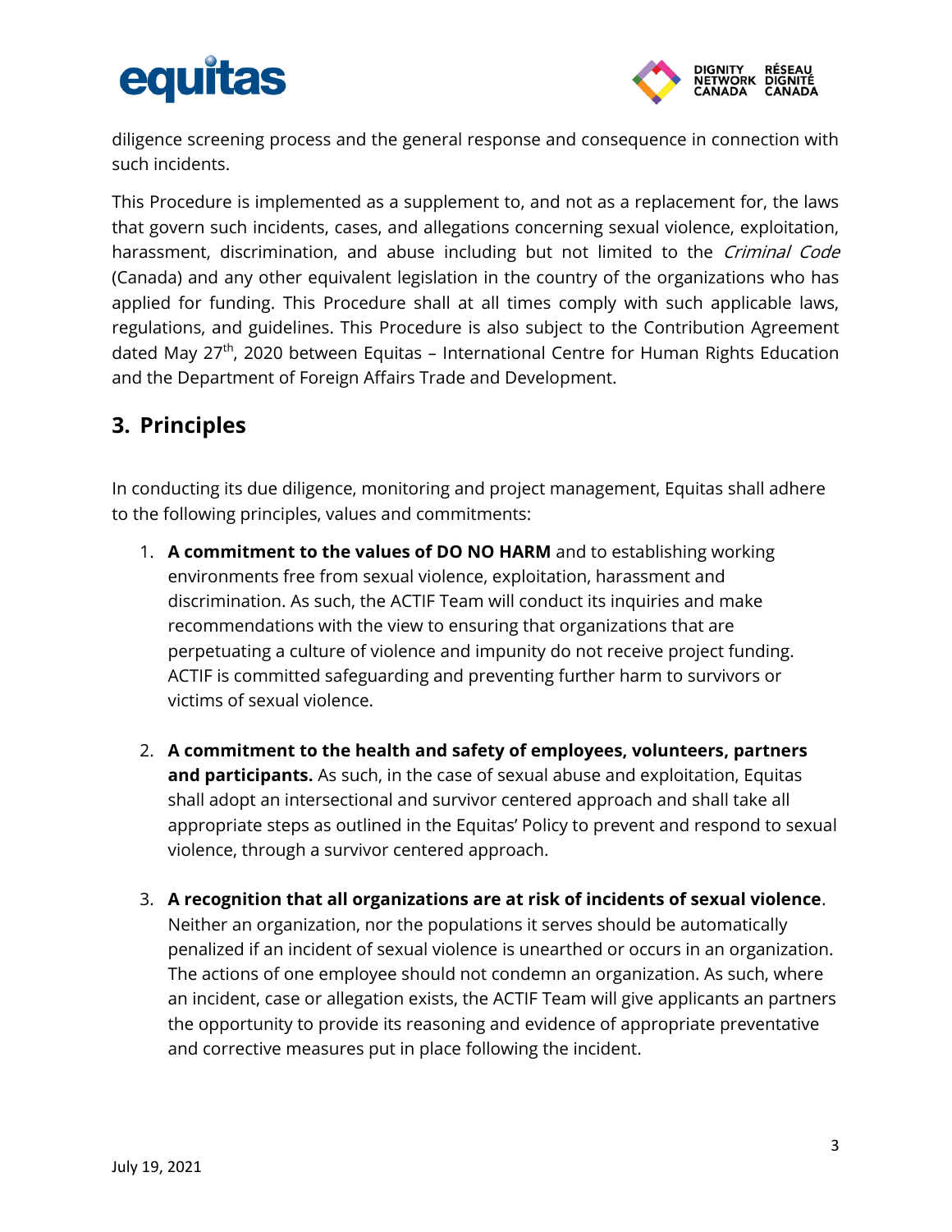diligence screening process and the general response and consequence in connection with such incidents.

This Procedure is implemented as a supplement to, and not as a replacement for, the laws that govern such incidents, cases, and allegations concerning sexual violence, exploitation, harassment, discrimination, and abuse including but not limited to the *Criminal Code* (Canada) and any other equivalent legislation in the country of the organizations who has applied for funding. This Procedure shall at all times comply with such applicable laws, regulations, and guidelines. This Procedure is also subject to the Contribution Agreement dated May 27th, 2020 between Equitas – International Centre for Human Rights Education and the Department of Foreign Affairs Trade and Development.

## 3. Principles

In conducting its due diligence, monitoring and project management, Equitas shall adhere to the following principles, values and commitments:

1. **A commitment to the values of DO NO HARM** and to establishing working environments free from sexual violence, exploitation, harassment and discrimination. As such, the ACTIF Team will conduct its inquiries and make recommendations with the view to ensuring that organizations that are perpetuating a culture of violence and impunity do not receive project funding. ACTIF is committed safeguarding and preventing further harm to survivors or victims of sexual violence.

2. **A commitment to the health and safety of employees, volunteers, partners and participants.** As such, in the case of sexual abuse and exploitation, Equitas shall adopt an intersectional and survivor centered approach and shall take all appropriate steps as outlined in the Equitas' Policy to prevent and respond to sexual violence, through a survivor centered approach.

3. **A recognition that all organizations are at risk of incidents of sexual violence**. Neither an organization, nor the populations it serves should be automatically penalized if an incident of sexual violence is unearthed or occurs in an organization. The actions of one employee should not condemn an organization. As such, where an incident, case or allegation exists, the ACTIF Team will give applicants an partners the opportunity to provide its reasoning and evidence of appropriate preventative and corrective measures put in place following the incident.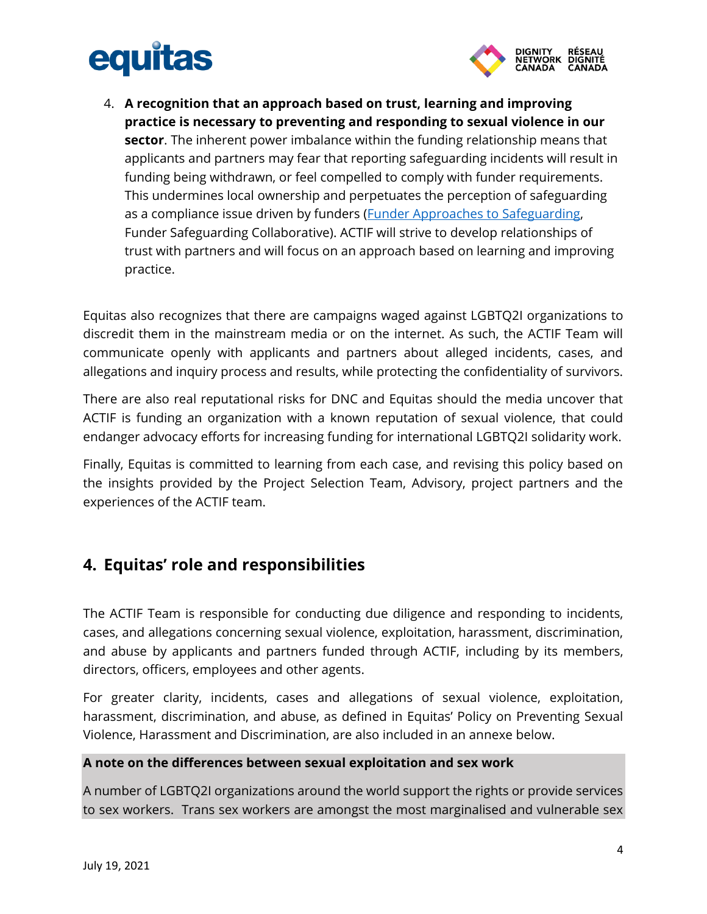4. **A recognition that an approach based on trust, learning and improving practice is necessary to preventing and responding to sexual violence in our sector**. The inherent power imbalance within the funding relationship means that applicants and partners may fear that reporting safeguarding incidents will result in funding being withdrawn, or feel compelled to comply with funder requirements. This undermines local ownership and perpetuates the perception of safeguarding as a compliance issue driven by funders (Funder Approaches to Safeguarding, Funder Safeguarding Collaborative). ACTIF will strive to develop relationships of trust with partners and will focus on an approach based on learning and improving practice.

Equitas also recognizes that there are campaigns waged against LGBTQ2I organizations to discredit them in the mainstream media or on the internet. As such, the ACTIF Team will communicate openly with applicants and partners about alleged incidents, cases, and allegations and inquiry process and results, while protecting the confidentiality of survivors.

There are also real reputational risks for DNC and Equitas should the media uncover that ACTIF is funding an organization with a known reputation of sexual violence, that could endanger advocacy efforts for increasing funding for international LGBTQ2I solidarity work.

Finally, Equitas is committed to learning from each case, and revising this policy based on the insights provided by the Project Selection Team, Advisory, project partners and the experiences of the ACTIF team.

## 4. Equitas' role and responsibilities

The ACTIF Team is responsible for conducting due diligence and responding to incidents, cases, and allegations concerning sexual violence, exploitation, harassment, discrimination, and abuse by applicants and partners funded through ACTIF, including by its members, directors, officers, employees and other agents.

For greater clarity, incidents, cases and allegations of sexual violence, exploitation, harassment, discrimination, and abuse, as defined in Equitas' Policy on Preventing Sexual Violence, Harassment and Discrimination, are also included in an annexe below.

**A note on the differences between sexual exploitation and sex work**

A number of LGBTQ2I organizations around the world support the rights or provide services to sex workers. Trans sex workers are amongst the most marginalised and vulnerable sex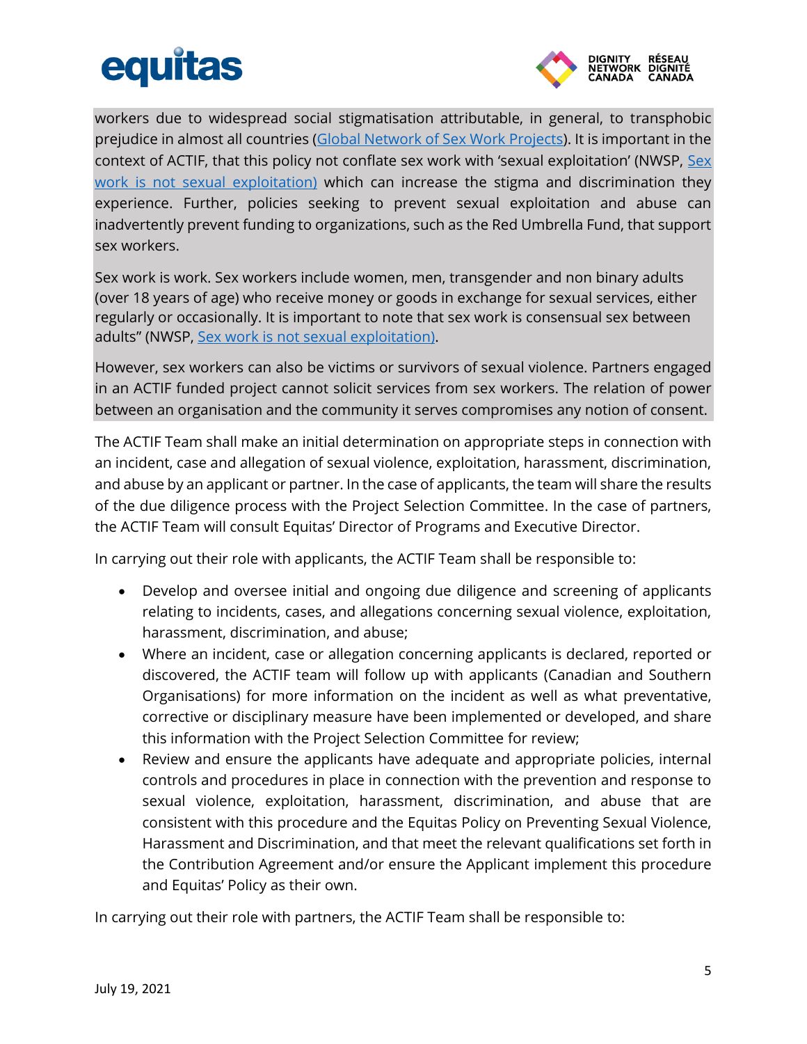workers due to widespread social stigmatisation attributable, in general, to transphobic prejudice in almost all countries ([Global Network of Sex Work Projects](#)). It is important in the context of ACTIF, that this policy not conflate sex work with 'sexual exploitation' (NWSP, [Sex work is not sexual exploitation)](#) which can increase the stigma and discrimination they experience. Further, policies seeking to prevent sexual exploitation and abuse can inadvertently prevent funding to organizations, such as the Red Umbrella Fund, that support sex workers.

Sex work is work. Sex workers include women, men, transgender and non binary adults (over 18 years of age) who receive money or goods in exchange for sexual services, either regularly or occasionally. It is important to note that sex work is consensual sex between adults" (NWSP, [Sex work is not sexual exploitation)](#).

However, sex workers can also be victims or survivors of sexual violence. Partners engaged in an ACTIF funded project cannot solicit services from sex workers. The relation of power between an organisation and the community it serves compromises any notion of consent.

The ACTIF Team shall make an initial determination on appropriate steps in connection with an incident, case and allegation of sexual violence, exploitation, harassment, discrimination, and abuse by an applicant or partner. In the case of applicants, the team will share the results of the due diligence process with the Project Selection Committee. In the case of partners, the ACTIF Team will consult Equitas' Director of Programs and Executive Director.

In carrying out their role with applicants, the ACTIF Team shall be responsible to:

- Develop and oversee initial and ongoing due diligence and screening of applicants relating to incidents, cases, and allegations concerning sexual violence, exploitation, harassment, discrimination, and abuse;
- Where an incident, case or allegation concerning applicants is declared, reported or discovered, the ACTIF team will follow up with applicants (Canadian and Southern Organisations) for more information on the incident as well as what preventative, corrective or disciplinary measure have been implemented or developed, and share this information with the Project Selection Committee for review;
- Review and ensure the applicants have adequate and appropriate policies, internal controls and procedures in place in connection with the prevention and response to sexual violence, exploitation, harassment, discrimination, and abuse that are consistent with this procedure and the Equitas Policy on Preventing Sexual Violence, Harassment and Discrimination, and that meet the relevant qualifications set forth in the Contribution Agreement and/or ensure the Applicant implement this procedure and Equitas' Policy as their own.

In carrying out their role with partners, the ACTIF Team shall be responsible to: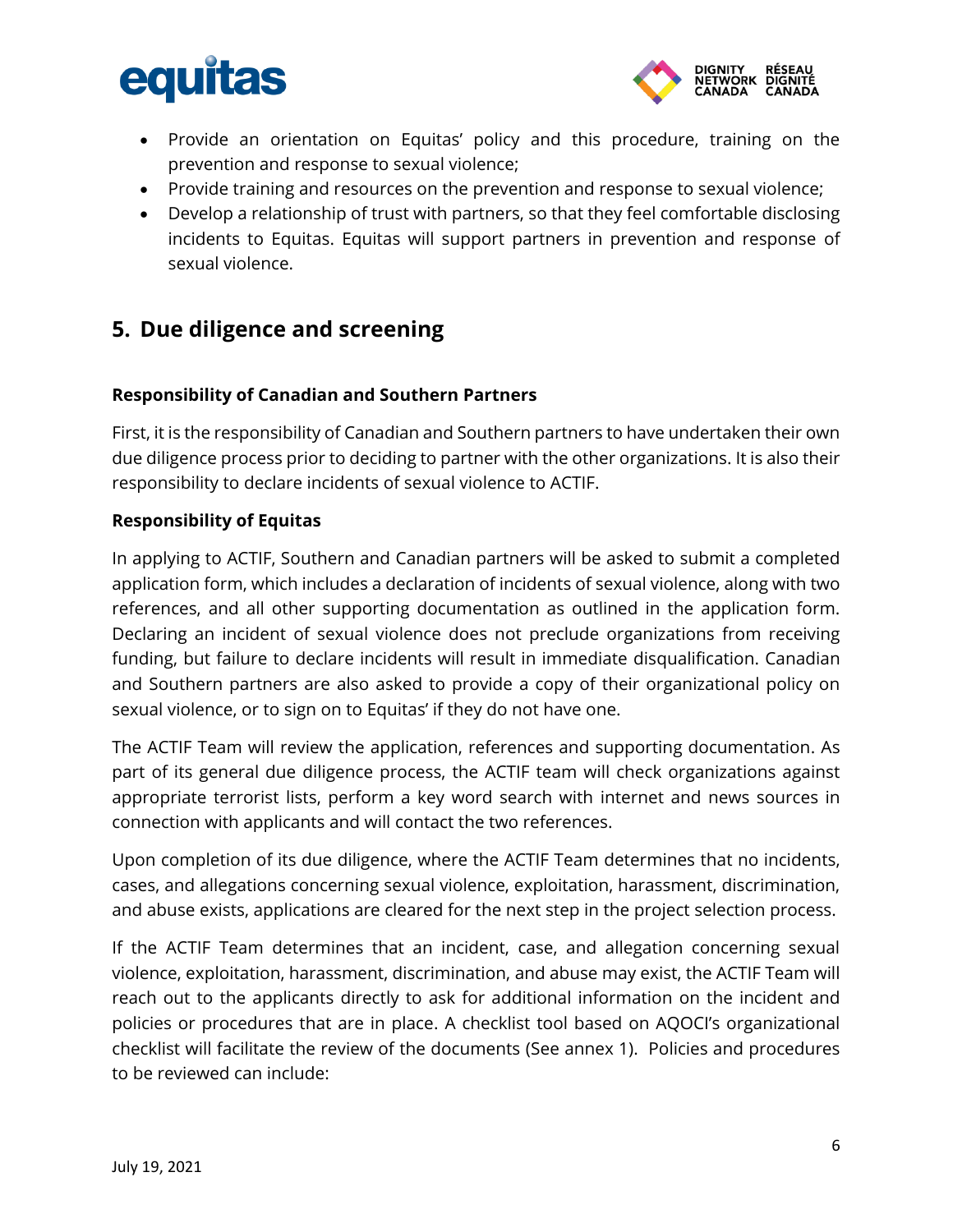- Provide an orientation on Equitas' policy and this procedure, training on the prevention and response to sexual violence;
- Provide training and resources on the prevention and response to sexual violence;
- Develop a relationship of trust with partners, so that they feel comfortable disclosing incidents to Equitas. Equitas will support partners in prevention and response of sexual violence.

## 5. Due diligence and screening

**Responsibility of Canadian and Southern Partners**

First, it is the responsibility of Canadian and Southern partners to have undertaken their own due diligence process prior to deciding to partner with the other organizations. It is also their responsibility to declare incidents of sexual violence to ACTIF.

**Responsibility of Equitas**

In applying to ACTIF, Southern and Canadian partners will be asked to submit a completed application form, which includes a declaration of incidents of sexual violence, along with two references, and all other supporting documentation as outlined in the application form. Declaring an incident of sexual violence does not preclude organizations from receiving funding, but failure to declare incidents will result in immediate disqualification. Canadian and Southern partners are also asked to provide a copy of their organizational policy on sexual violence, or to sign on to Equitas' if they do not have one.

The ACTIF Team will review the application, references and supporting documentation. As part of its general due diligence process, the ACTIF team will check organizations against appropriate terrorist lists, perform a key word search with internet and news sources in connection with applicants and will contact the two references.

Upon completion of its due diligence, where the ACTIF Team determines that no incidents, cases, and allegations concerning sexual violence, exploitation, harassment, discrimination, and abuse exists, applications are cleared for the next step in the project selection process.

If the ACTIF Team determines that an incident, case, and allegation concerning sexual violence, exploitation, harassment, discrimination, and abuse may exist, the ACTIF Team will reach out to the applicants directly to ask for additional information on the incident and policies or procedures that are in place. A checklist tool based on AQOCI's organizational checklist will facilitate the review of the documents (See annex 1). Policies and procedures to be reviewed can include: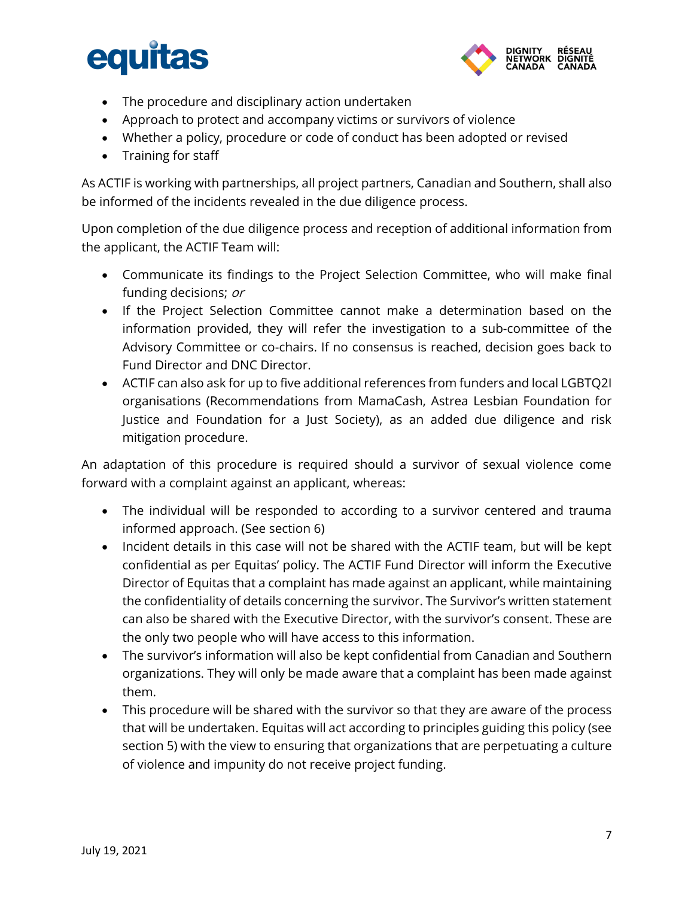- The procedure and disciplinary action undertaken
- Approach to protect and accompany victims or survivors of violence
- Whether a policy, procedure or code of conduct has been adopted or revised
- Training for staff

As ACTIF is working with partnerships, all project partners, Canadian and Southern, shall also be informed of the incidents revealed in the due diligence process.

Upon completion of the due diligence process and reception of additional information from the applicant, the ACTIF Team will:

- Communicate its findings to the Project Selection Committee, who will make final funding decisions; *or*
- If the Project Selection Committee cannot make a determination based on the information provided, they will refer the investigation to a sub-committee of the Advisory Committee or co-chairs. If no consensus is reached, decision goes back to Fund Director and DNC Director.
- ACTIF can also ask for up to five additional references from funders and local LGBTQ2I organisations (Recommendations from MamaCash, Astrea Lesbian Foundation for Justice and Foundation for a Just Society), as an added due diligence and risk mitigation procedure.

An adaptation of this procedure is required should a survivor of sexual violence come forward with a complaint against an applicant, whereas:

- The individual will be responded to according to a survivor centered and trauma informed approach. (See section 6)
- Incident details in this case will not be shared with the ACTIF team, but will be kept confidential as per Equitas' policy. The ACTIF Fund Director will inform the Executive Director of Equitas that a complaint has made against an applicant, while maintaining the confidentiality of details concerning the survivor. The Survivor's written statement can also be shared with the Executive Director, with the survivor's consent. These are the only two people who will have access to this information.
- The survivor's information will also be kept confidential from Canadian and Southern organizations. They will only be made aware that a complaint has been made against them.
- This procedure will be shared with the survivor so that they are aware of the process that will be undertaken. Equitas will act according to principles guiding this policy (see section 5) with the view to ensuring that organizations that are perpetuating a culture of violence and impunity do not receive project funding.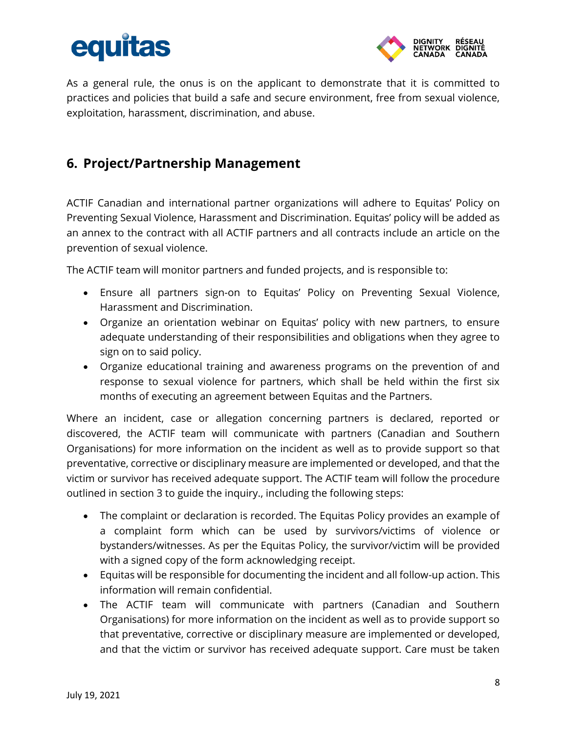As a general rule, the onus is on the applicant to demonstrate that it is committed to practices and policies that build a safe and secure environment, free from sexual violence, exploitation, harassment, discrimination, and abuse.

## 6. Project/Partnership Management

ACTIF Canadian and international partner organizations will adhere to Equitas' Policy on Preventing Sexual Violence, Harassment and Discrimination. Equitas' policy will be added as an annex to the contract with all ACTIF partners and all contracts include an article on the prevention of sexual violence.

The ACTIF team will monitor partners and funded projects, and is responsible to:

- Ensure all partners sign-on to Equitas' Policy on Preventing Sexual Violence, Harassment and Discrimination.
- Organize an orientation webinar on Equitas' policy with new partners, to ensure adequate understanding of their responsibilities and obligations when they agree to sign on to said policy.
- Organize educational training and awareness programs on the prevention of and response to sexual violence for partners, which shall be held within the first six months of executing an agreement between Equitas and the Partners.

Where an incident, case or allegation concerning partners is declared, reported or discovered, the ACTIF team will communicate with partners (Canadian and Southern Organisations) for more information on the incident as well as to provide support so that preventative, corrective or disciplinary measure are implemented or developed, and that the victim or survivor has received adequate support. The ACTIF team will follow the procedure outlined in section 3 to guide the inquiry., including the following steps:

- The complaint or declaration is recorded. The Equitas Policy provides an example of a complaint form which can be used by survivors/victims of violence or bystanders/witnesses. As per the Equitas Policy, the survivor/victim will be provided with a signed copy of the form acknowledging receipt.
- Equitas will be responsible for documenting the incident and all follow-up action. This information will remain confidential.
- The ACTIF team will communicate with partners (Canadian and Southern Organisations) for more information on the incident as well as to provide support so that preventative, corrective or disciplinary measure are implemented or developed, and that the victim or survivor has received adequate support. Care must be taken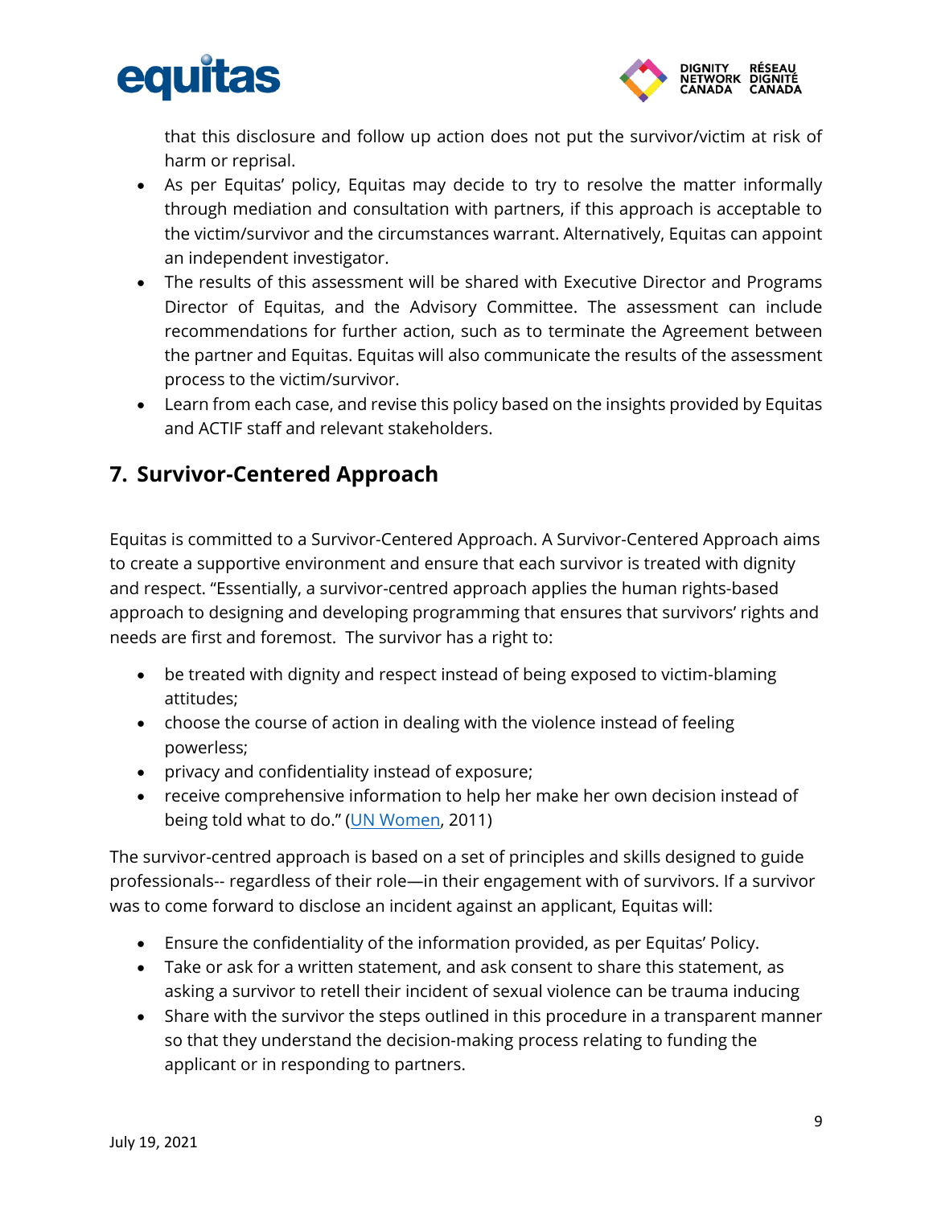that this disclosure and follow up action does not put the survivor/victim at risk of harm or reprisal.

- As per Equitas' policy, Equitas may decide to try to resolve the matter informally through mediation and consultation with partners, if this approach is acceptable to the victim/survivor and the circumstances warrant. Alternatively, Equitas can appoint an independent investigator.
- The results of this assessment will be shared with Executive Director and Programs Director of Equitas, and the Advisory Committee. The assessment can include recommendations for further action, such as to terminate the Agreement between the partner and Equitas. Equitas will also communicate the results of the assessment process to the victim/survivor.
- Learn from each case, and revise this policy based on the insights provided by Equitas and ACTIF staff and relevant stakeholders.

## 7. Survivor-Centered Approach

Equitas is committed to a Survivor-Centered Approach. A Survivor-Centered Approach aims to create a supportive environment and ensure that each survivor is treated with dignity and respect. "Essentially, a survivor-centred approach applies the human rights-based approach to designing and developing programming that ensures that survivors' rights and needs are first and foremost. The survivor has a right to:

- be treated with dignity and respect instead of being exposed to victim-blaming attitudes;
- choose the course of action in dealing with the violence instead of feeling powerless;
- privacy and confidentiality instead of exposure;
- receive comprehensive information to help her make her own decision instead of being told what to do." (UN Women, 2011)

The survivor-centred approach is based on a set of principles and skills designed to guide professionals-- regardless of their role—in their engagement with of survivors. If a survivor was to come forward to disclose an incident against an applicant, Equitas will:

- Ensure the confidentiality of the information provided, as per Equitas' Policy.
- Take or ask for a written statement, and ask consent to share this statement, as asking a survivor to retell their incident of sexual violence can be trauma inducing
- Share with the survivor the steps outlined in this procedure in a transparent manner so that they understand the decision-making process relating to funding the applicant or in responding to partners.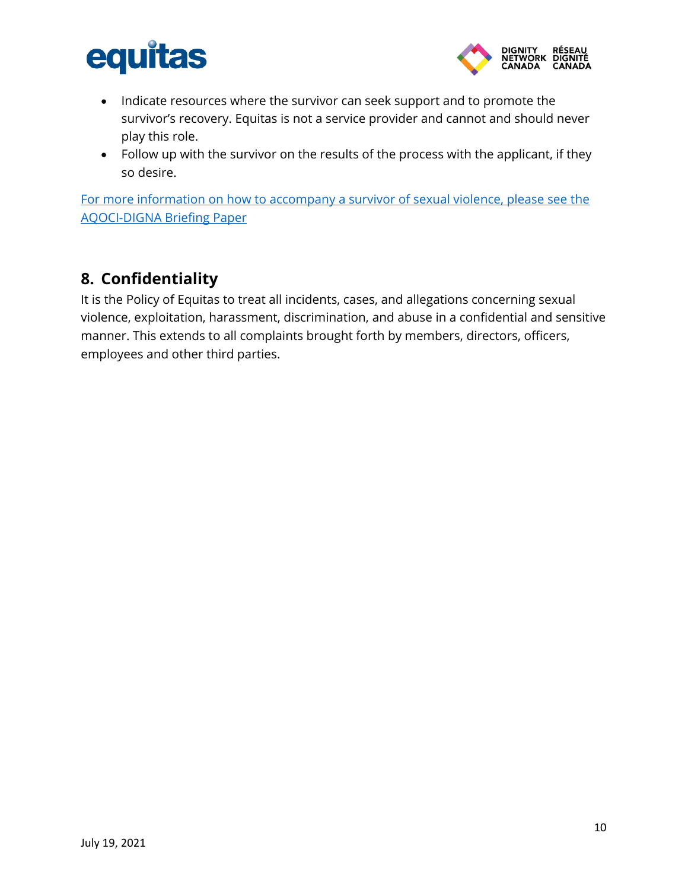- Indicate resources where the survivor can seek support and to promote the survivor's recovery. Equitas is not a service provider and cannot and should never play this role.
- Follow up with the survivor on the results of the process with the applicant, if they so desire.

For more information on how to accompany a survivor of sexual violence, please see the AQOCI-DIGNA Briefing Paper

## 8. Confidentiality

It is the Policy of Equitas to treat all incidents, cases, and allegations concerning sexual violence, exploitation, harassment, discrimination, and abuse in a confidential and sensitive manner. This extends to all complaints brought forth by members, directors, officers, employees and other third parties.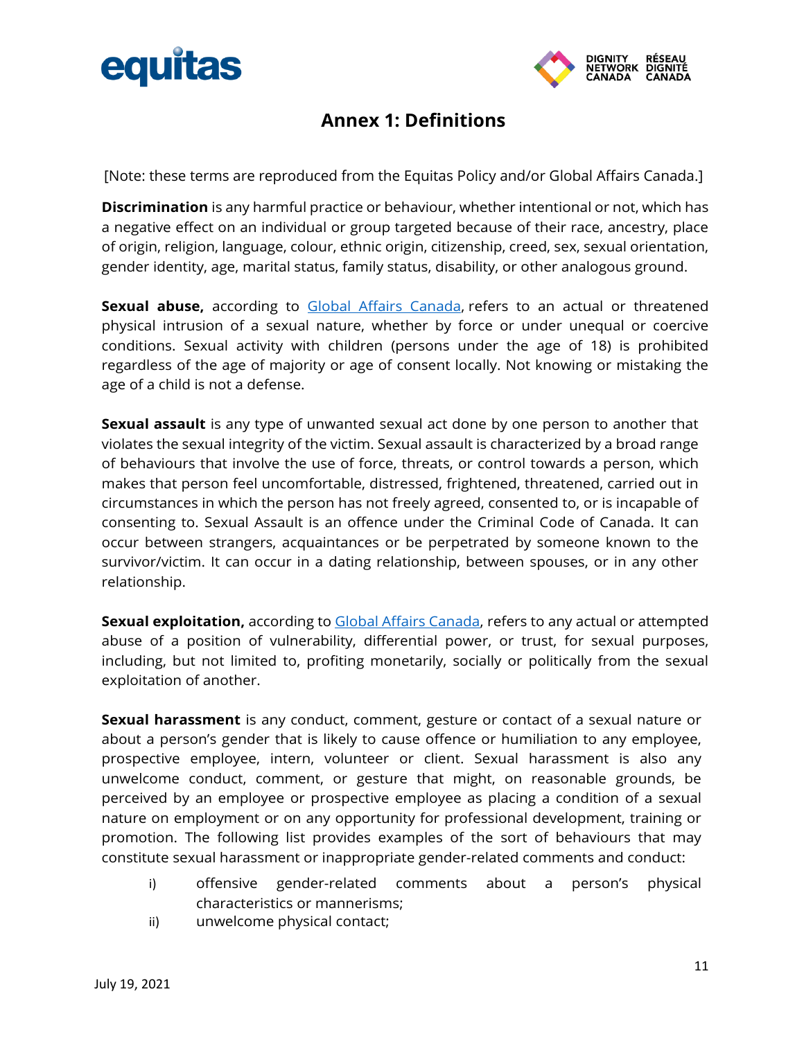# Annex 1: Definitions

[Note: these terms are reproduced from the Equitas Policy and/or Global Affairs Canada.]

**Discrimination** is any harmful practice or behaviour, whether intentional or not, which has a negative effect on an individual or group targeted because of their race, ancestry, place of origin, religion, language, colour, ethnic origin, citizenship, creed, sex, sexual orientation, gender identity, age, marital status, family status, disability, or other analogous ground.

**Sexual abuse,** according to [Global Affairs Canada](), refers to an actual or threatened physical intrusion of a sexual nature, whether by force or under unequal or coercive conditions. Sexual activity with children (persons under the age of 18) is prohibited regardless of the age of majority or age of consent locally. Not knowing or mistaking the age of a child is not a defense.

**Sexual assault** is any type of unwanted sexual act done by one person to another that violates the sexual integrity of the victim. Sexual assault is characterized by a broad range of behaviours that involve the use of force, threats, or control towards a person, which makes that person feel uncomfortable, distressed, frightened, threatened, carried out in circumstances in which the person has not freely agreed, consented to, or is incapable of consenting to. Sexual Assault is an offence under the Criminal Code of Canada. It can occur between strangers, acquaintances or be perpetrated by someone known to the survivor/victim. It can occur in a dating relationship, between spouses, or in any other relationship.

**Sexual exploitation,** according to [Global Affairs Canada](), refers to any actual or attempted abuse of a position of vulnerability, differential power, or trust, for sexual purposes, including, but not limited to, profiting monetarily, socially or politically from the sexual exploitation of another.

**Sexual harassment** is any conduct, comment, gesture or contact of a sexual nature or about a person's gender that is likely to cause offence or humiliation to any employee, prospective employee, intern, volunteer or client. Sexual harassment is also any unwelcome conduct, comment, or gesture that might, on reasonable grounds, be perceived by an employee or prospective employee as placing a condition of a sexual nature on employment or on any opportunity for professional development, training or promotion. The following list provides examples of the sort of behaviours that may constitute sexual harassment or inappropriate gender-related comments and conduct:

i) offensive gender-related comments about a person's physical characteristics or mannerisms;
ii) unwelcome physical contact;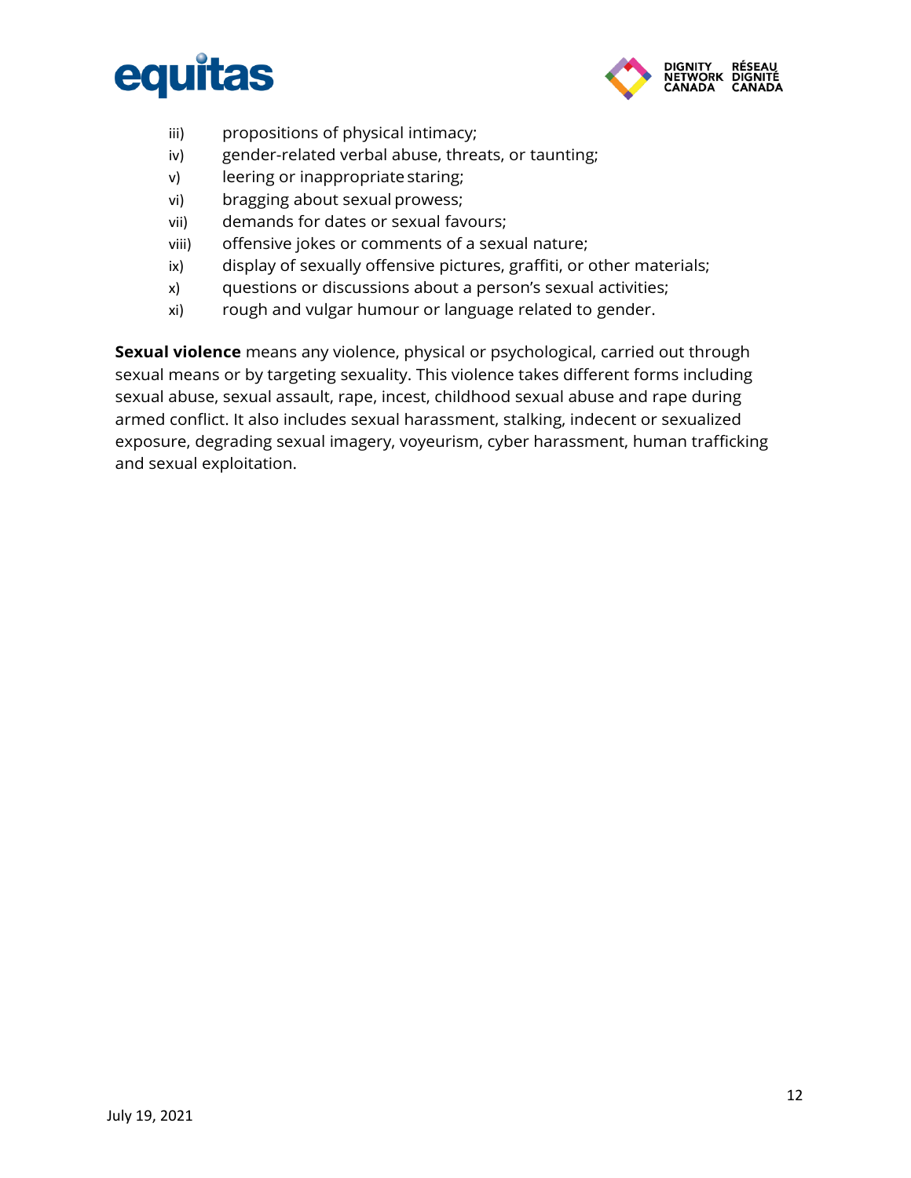iii) propositions of physical intimacy;
iv) gender-related verbal abuse, threats, or taunting;
v) leering or inappropriate staring;
vi) bragging about sexual prowess;
vii) demands for dates or sexual favours;
viii) offensive jokes or comments of a sexual nature;
ix) display of sexually offensive pictures, graffiti, or other materials;
x) questions or discussions about a person's sexual activities;
xi) rough and vulgar humour or language related to gender.

**Sexual violence** means any violence, physical or psychological, carried out through sexual means or by targeting sexuality. This violence takes different forms including sexual abuse, sexual assault, rape, incest, childhood sexual abuse and rape during armed conflict. It also includes sexual harassment, stalking, indecent or sexualized exposure, degrading sexual imagery, voyeurism, cyber harassment, human trafficking and sexual exploitation.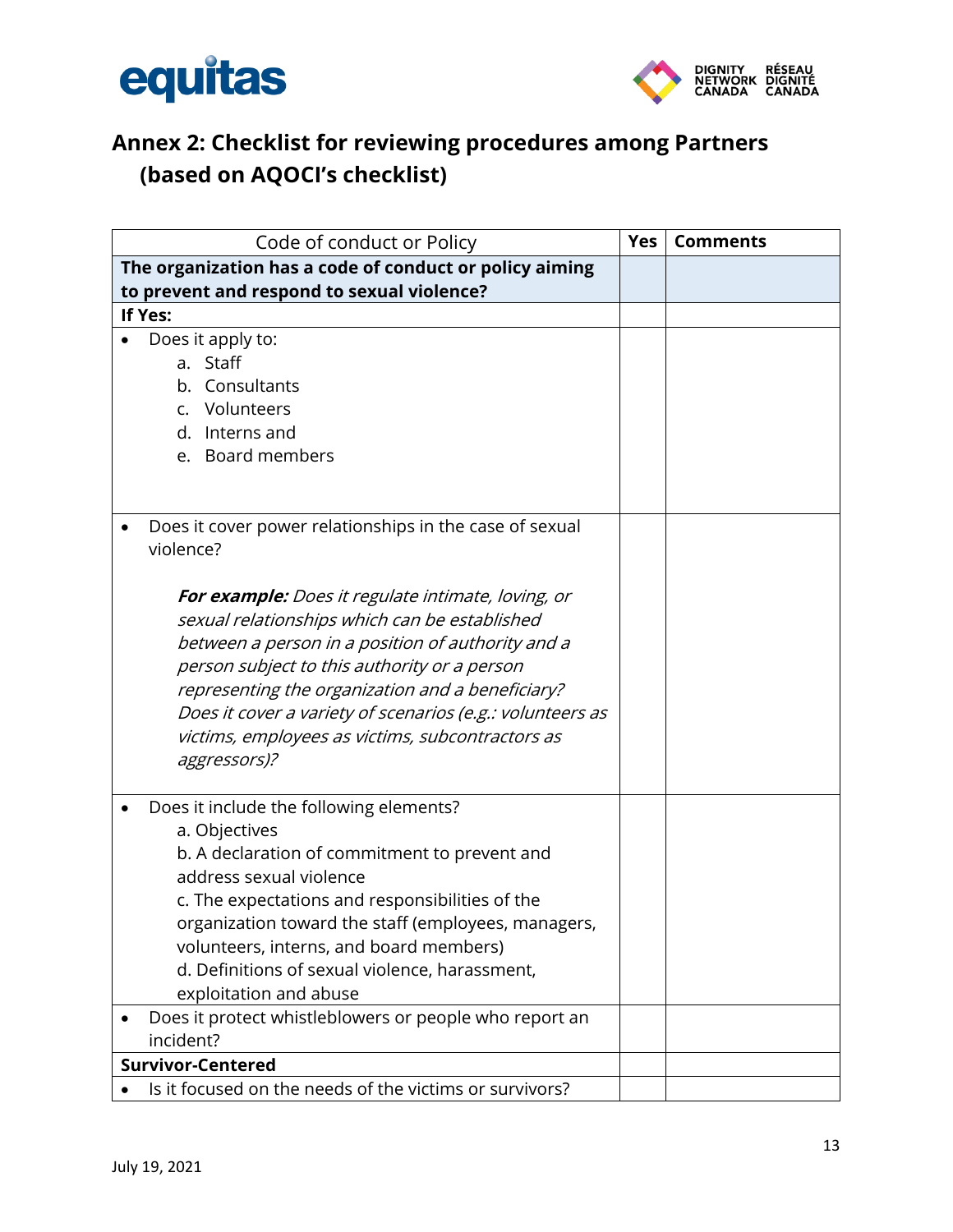## Annex 2: Checklist for reviewing procedures among Partners (based on AQOCI's checklist)

| Code of conduct or Policy | Yes | Comments |
|---|---|---|
| **The organization has a code of conduct or policy aiming to prevent and respond to sexual violence?** | | |
| **If Yes:** | | |
| • Does it apply to:<br>a. Staff<br>b. Consultants<br>c. Volunteers<br>d. Interns and<br>e. Board members | | |
| • Does it cover power relationships in the case of sexual violence?<br><br>***For example:*** *Does it regulate intimate, loving, or sexual relationships which can be established between a person in a position of authority and a person subject to this authority or a person representing the organization and a beneficiary? Does it cover a variety of scenarios (e.g.: volunteers as victims, employees as victims, subcontractors as aggressors)?* | | |
| • Does it include the following elements?<br>a. Objectives<br>b. A declaration of commitment to prevent and address sexual violence<br>c. The expectations and responsibilities of the organization toward the staff (employees, managers, volunteers, interns, and board members)<br>d. Definitions of sexual violence, harassment, exploitation and abuse | | |
| • Does it protect whistleblowers or people who report an incident? | | |
| **Survivor-Centered** | | |
| • Is it focused on the needs of the victims or survivors? | | |

July 19, 2021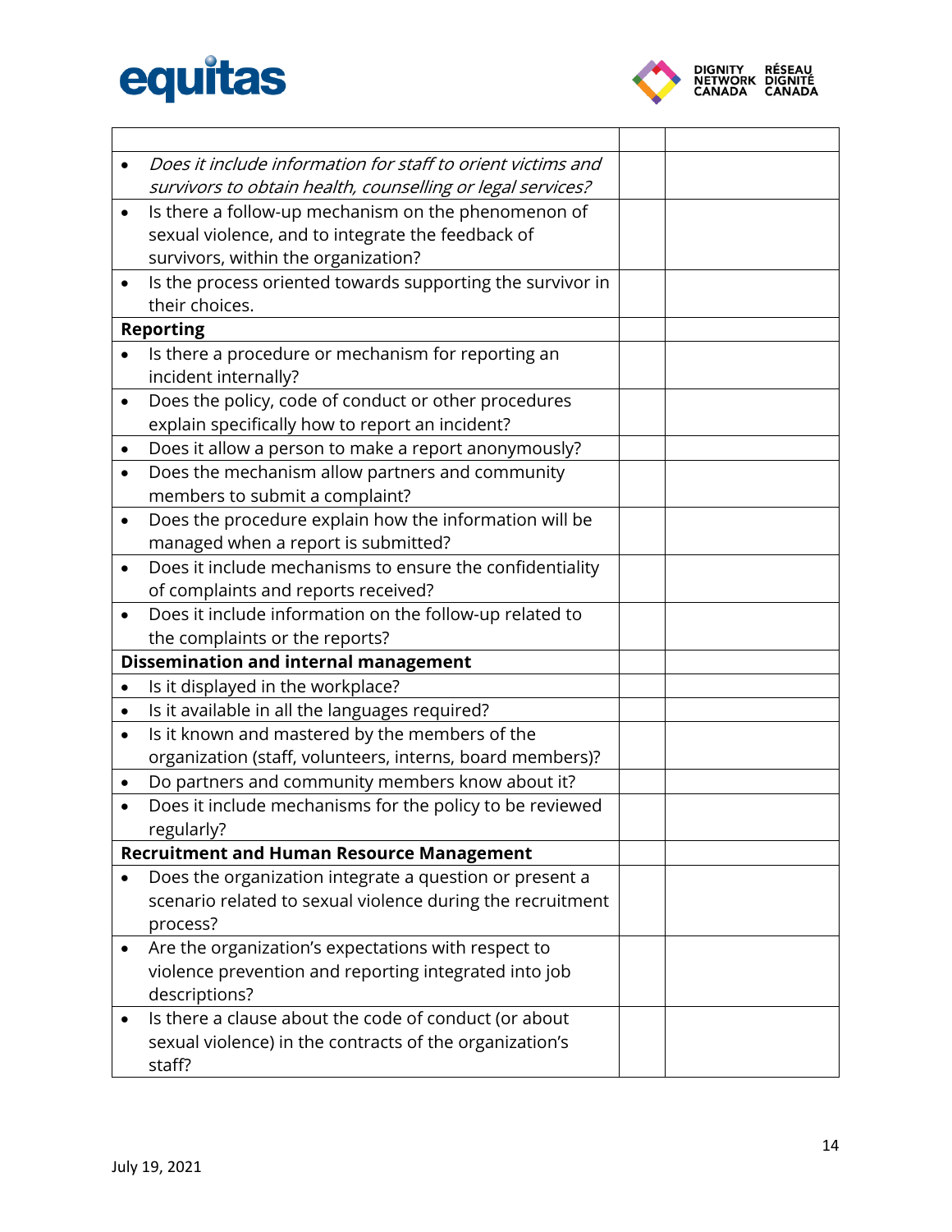| | | |
|---|---|---|
| • *Does it include information for staff to orient victims and survivors to obtain health, counselling or legal services?* | | |
| • Is there a follow-up mechanism on the phenomenon of sexual violence, and to integrate the feedback of survivors, within the organization? | | |
| • Is the process oriented towards supporting the survivor in their choices. | | |
| **Reporting** | | |
| • Is there a procedure or mechanism for reporting an incident internally? | | |
| • Does the policy, code of conduct or other procedures explain specifically how to report an incident? | | |
| • Does it allow a person to make a report anonymously? | | |
| • Does the mechanism allow partners and community members to submit a complaint? | | |
| • Does the procedure explain how the information will be managed when a report is submitted? | | |
| • Does it include mechanisms to ensure the confidentiality of complaints and reports received? | | |
| • Does it include information on the follow-up related to the complaints or the reports? | | |
| **Dissemination and internal management** | | |
| • Is it displayed in the workplace? | | |
| • Is it available in all the languages required? | | |
| • Is it known and mastered by the members of the organization (staff, volunteers, interns, board members)? | | |
| • Do partners and community members know about it? | | |
| • Does it include mechanisms for the policy to be reviewed regularly? | | |
| **Recruitment and Human Resource Management** | | |
| • Does the organization integrate a question or present a scenario related to sexual violence during the recruitment process? | | |
| • Are the organization's expectations with respect to violence prevention and reporting integrated into job descriptions? | | |
| • Is there a clause about the code of conduct (or about sexual violence) in the contracts of the organization's staff? | | |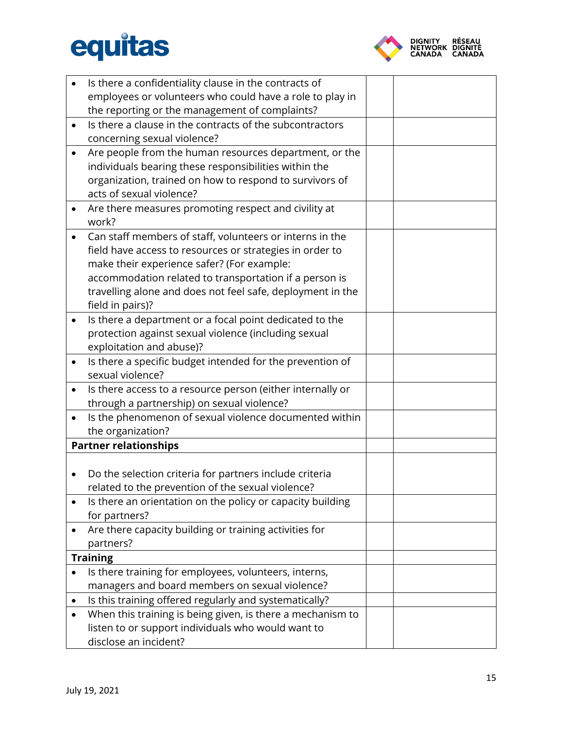| | | |
|---|---|---|
| • Is there a confidentiality clause in the contracts of employees or volunteers who could have a role to play in the reporting or the management of complaints? | | |
| • Is there a clause in the contracts of the subcontractors concerning sexual violence? | | |
| • Are people from the human resources department, or the individuals bearing these responsibilities within the organization, trained on how to respond to survivors of acts of sexual violence? | | |
| • Are there measures promoting respect and civility at work? | | |
| • Can staff members of staff, volunteers or interns in the field have access to resources or strategies in order to make their experience safer? (For example: accommodation related to transportation if a person is travelling alone and does not feel safe, deployment in the field in pairs)? | | |
| • Is there a department or a focal point dedicated to the protection against sexual violence (including sexual exploitation and abuse)? | | |
| • Is there a specific budget intended for the prevention of sexual violence? | | |
| • Is there access to a resource person (either internally or through a partnership) on sexual violence? | | |
| • Is the phenomenon of sexual violence documented within the organization? | | |
| **Partner relationships** | | |
| • Do the selection criteria for partners include criteria related to the prevention of the sexual violence? | | |
| • Is there an orientation on the policy or capacity building for partners? | | |
| • Are there capacity building or training activities for partners? | | |
| **Training** | | |
| • Is there training for employees, volunteers, interns, managers and board members on sexual violence? | | |
| • Is this training offered regularly and systematically? | | |
| • When this training is being given, is there a mechanism to listen to or support individuals who would want to disclose an incident? | | |

July 19, 2021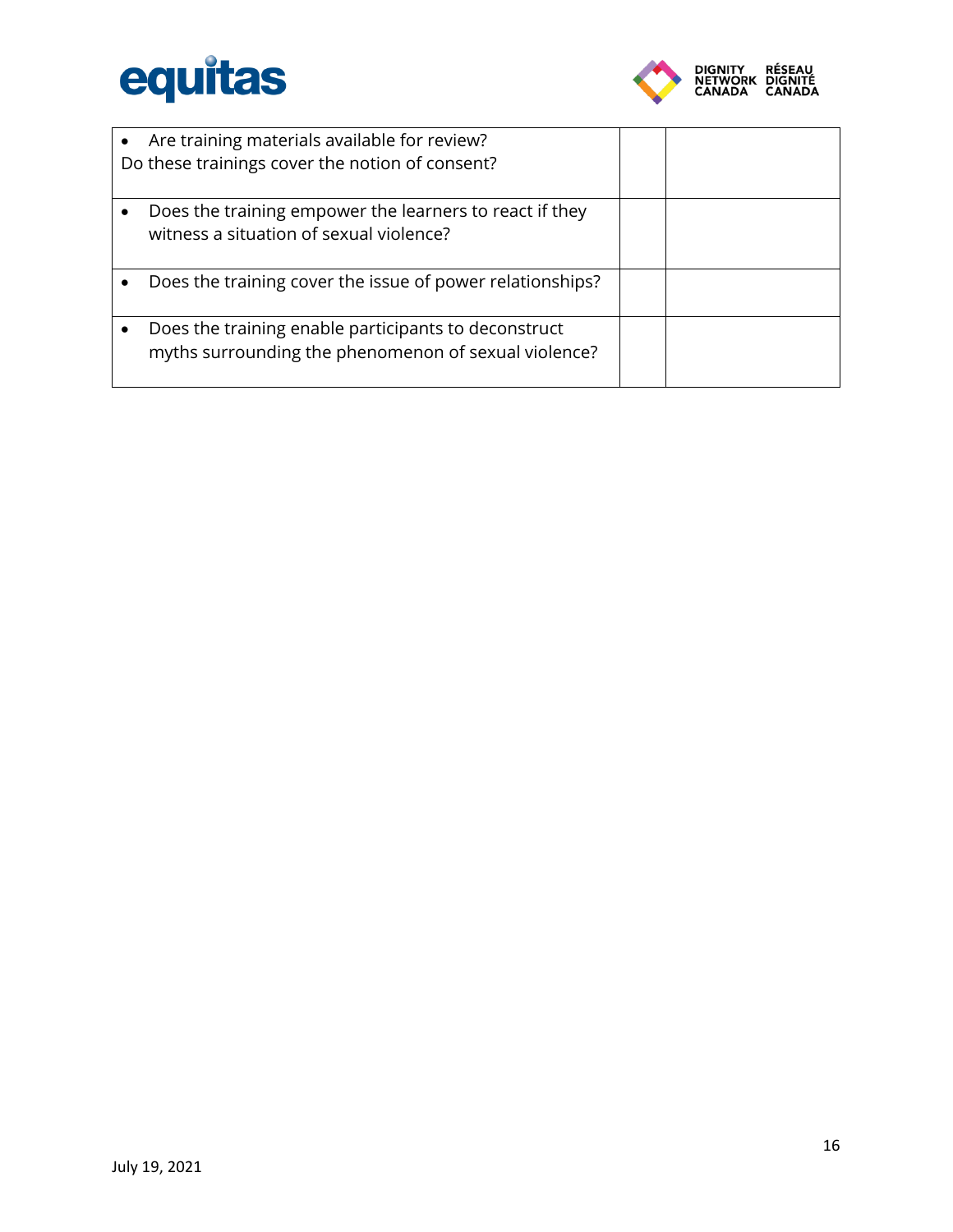| | | |
|---|---|---|
| • Are training materials available for review? Do these trainings cover the notion of consent? | | |
| • Does the training empower the learners to react if they witness a situation of sexual violence? | | |
| • Does the training cover the issue of power relationships? | | |
| • Does the training enable participants to deconstruct myths surrounding the phenomenon of sexual violence? | | |

July 19, 2021